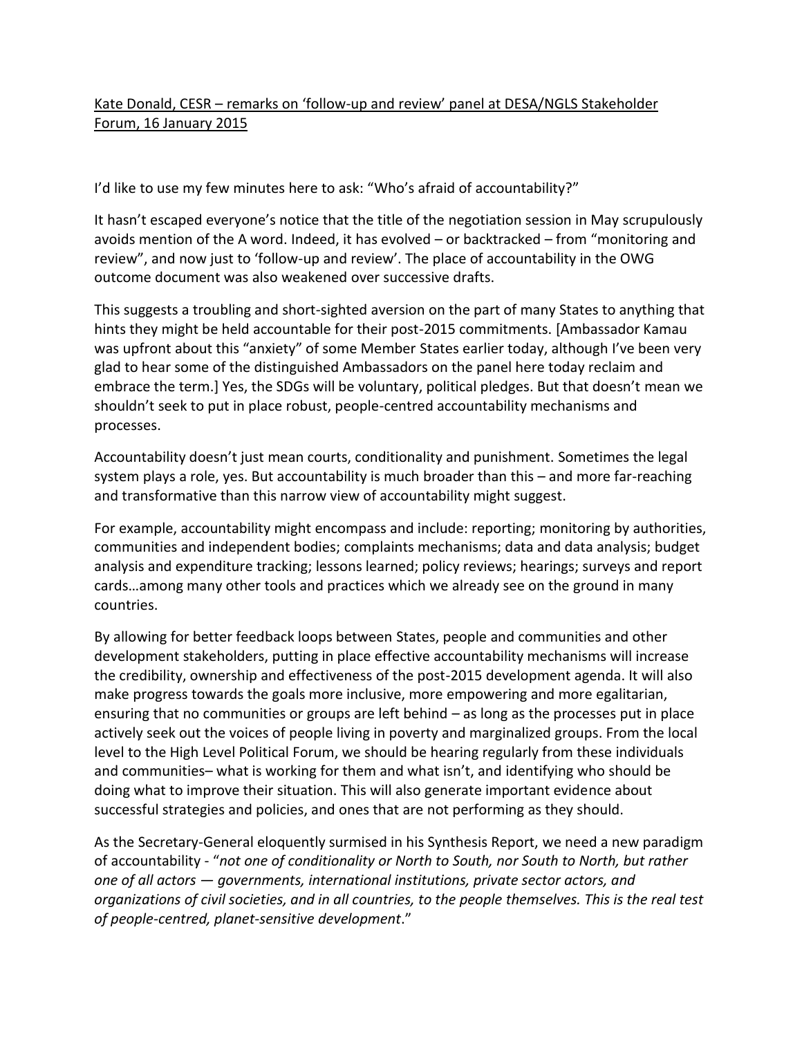<u>Kate Donald, CESR – remarks on 'follow-up and review' panel at DESA/NGLS Stakeholder Forum, 16 January 2015</u>

I'd like to use my few minutes here to ask: "Who's afraid of accountability?"

It hasn't escaped everyone's notice that the title of the negotiation session in May scrupulously avoids mention of the A word. Indeed, it has evolved – or backtracked – from "monitoring and review", and now just to 'follow-up and review'. The place of accountability in the OWG outcome document was also weakened over successive drafts.

This suggests a troubling and short-sighted aversion on the part of many States to anything that hints they might be held accountable for their post-2015 commitments. [Ambassador Kamau was upfront about this "anxiety" of some Member States earlier today, although I've been very glad to hear some of the distinguished Ambassadors on the panel here today reclaim and embrace the term.] Yes, the SDGs will be voluntary, political pledges. But that doesn't mean we shouldn't seek to put in place robust, people-centred accountability mechanisms and processes.

Accountability doesn't just mean courts, conditionality and punishment. Sometimes the legal system plays a role, yes. But accountability is much broader than this – and more far-reaching and transformative than this narrow view of accountability might suggest.

For example, accountability might encompass and include: reporting; monitoring by authorities, communities and independent bodies; complaints mechanisms; data and data analysis; budget analysis and expenditure tracking; lessons learned; policy reviews; hearings; surveys and report cards…among many other tools and practices which we already see on the ground in many countries.

By allowing for better feedback loops between States, people and communities and other development stakeholders, putting in place effective accountability mechanisms will increase the credibility, ownership and effectiveness of the post-2015 development agenda. It will also make progress towards the goals more inclusive, more empowering and more egalitarian, ensuring that no communities or groups are left behind – as long as the processes put in place actively seek out the voices of people living in poverty and marginalized groups. From the local level to the High Level Political Forum, we should be hearing regularly from these individuals and communities– what is working for them and what isn't, and identifying who should be doing what to improve their situation. This will also generate important evidence about successful strategies and policies, and ones that are not performing as they should.

As the Secretary-General eloquently surmised in his Synthesis Report, we need a new paradigm of accountability - "*not one of conditionality or North to South, nor South to North, but rather one of all actors — governments, international institutions, private sector actors, and organizations of civil societies, and in all countries, to the people themselves. This is the real test of people-centred, planet-sensitive development*."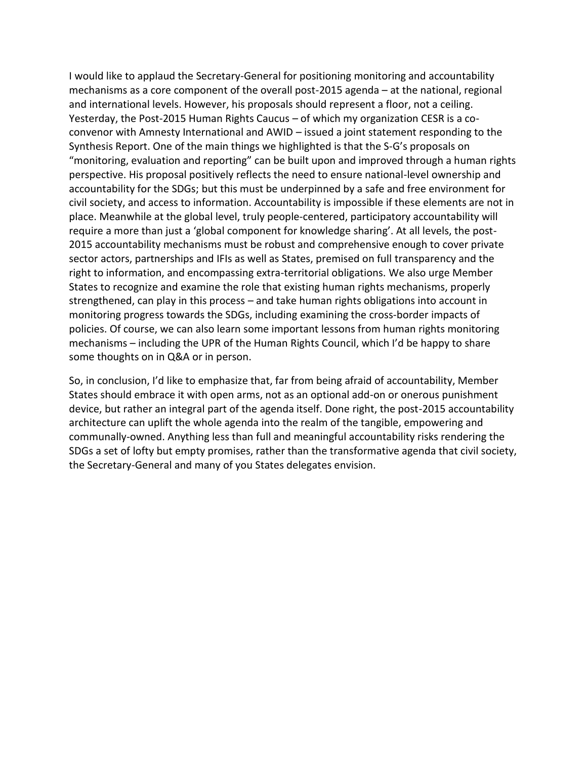I would like to applaud the Secretary-General for positioning monitoring and accountability mechanisms as a core component of the overall post-2015 agenda – at the national, regional and international levels. However, his proposals should represent a floor, not a ceiling. Yesterday, the Post-2015 Human Rights Caucus – of which my organization CESR is a co-convenor with Amnesty International and AWID – issued a joint statement responding to the Synthesis Report. One of the main things we highlighted is that the S-G's proposals on "monitoring, evaluation and reporting" can be built upon and improved through a human rights perspective. His proposal positively reflects the need to ensure national-level ownership and accountability for the SDGs; but this must be underpinned by a safe and free environment for civil society, and access to information. Accountability is impossible if these elements are not in place. Meanwhile at the global level, truly people-centered, participatory accountability will require a more than just a 'global component for knowledge sharing'. At all levels, the post-2015 accountability mechanisms must be robust and comprehensive enough to cover private sector actors, partnerships and IFIs as well as States, premised on full transparency and the right to information, and encompassing extra-territorial obligations. We also urge Member States to recognize and examine the role that existing human rights mechanisms, properly strengthened, can play in this process – and take human rights obligations into account in monitoring progress towards the SDGs, including examining the cross-border impacts of policies. Of course, we can also learn some important lessons from human rights monitoring mechanisms – including the UPR of the Human Rights Council, which I'd be happy to share some thoughts on in Q&A or in person.

So, in conclusion, I'd like to emphasize that, far from being afraid of accountability, Member States should embrace it with open arms, not as an optional add-on or onerous punishment device, but rather an integral part of the agenda itself. Done right, the post-2015 accountability architecture can uplift the whole agenda into the realm of the tangible, empowering and communally-owned. Anything less than full and meaningful accountability risks rendering the SDGs a set of lofty but empty promises, rather than the transformative agenda that civil society, the Secretary-General and many of you States delegates envision.